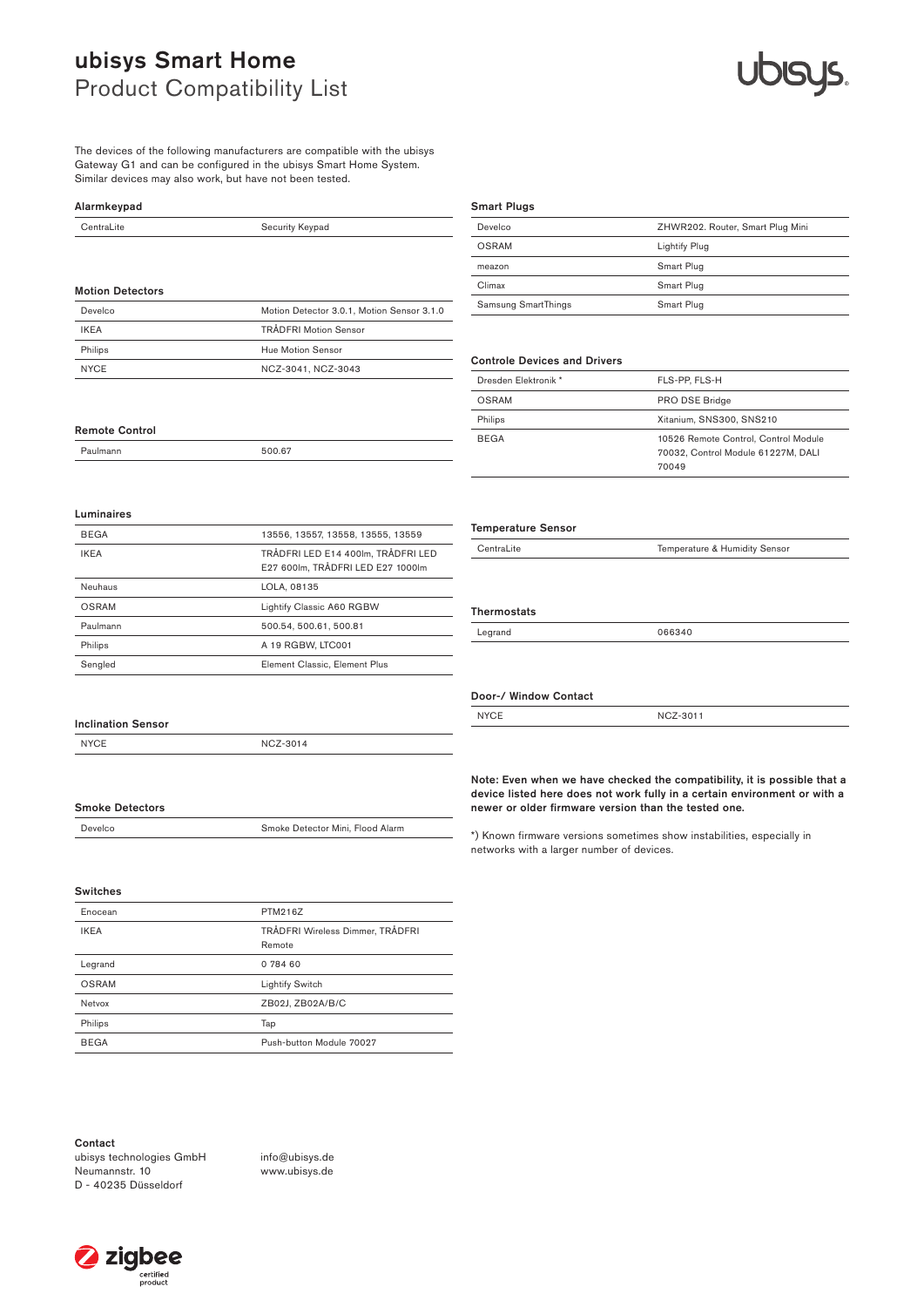# ubisys Smart Home
## Product Compatibility List

The devices of the following manufacturers are compatible with the ubisys Gateway G1 and can be configured in the ubisys Smart Home System. Similar devices may also work, but have not been tested.

### Alarmkeypad

| | |
|---|---|
| CentraLite | Security Keypad |

### Motion Detectors

| | |
|---|---|
| Develco | Motion Detector 3.0.1, Motion Sensor 3.1.0 |
| IKEA | TRÅDFRI Motion Sensor |
| Philips | Hue Motion Sensor |
| NYCE | NCZ-3041, NCZ-3043 |

### Remote Control

| | |
|---|---|
| Paulmann | 500.67 |

### Luminaires

| | |
|---|---|
| BEGA | 13556, 13557, 13558, 13555, 13559 |
| IKEA | TRÅDFRI LED E14 400lm, TRÅDFRI LED E27 600lm, TRÅDFRI LED E27 1000lm |
| Neuhaus | LOLA, 08135 |
| OSRAM | Lightify Classic A60 RGBW |
| Paulmann | 500.54, 500.61, 500.81 |
| Philips | A 19 RGBW, LTC001 |
| Sengled | Element Classic, Element Plus |

### Inclination Sensor

| | |
|---|---|
| NYCE | NCZ-3014 |

### Smoke Detectors

| | |
|---|---|
| Develco | Smoke Detector Mini, Flood Alarm |

### Switches

| | |
|---|---|
| Enocean | PTM216Z |
| IKEA | TRÅDFRI Wireless Dimmer, TRÅDFRI Remote |
| Legrand | 0 784 60 |
| OSRAM | Lightify Switch |
| Netvox | ZB02J, ZB02A/B/C |
| Philips | Tap |
| BEGA | Push-button Module 70027 |

### Smart Plugs

| | |
|---|---|
| Develco | ZHWR202. Router, Smart Plug Mini |
| OSRAM | Lightify Plug |
| meazon | Smart Plug |
| Climax | Smart Plug |
| Samsung SmartThings | Smart Plug |

### Controle Devices and Drivers

| | |
|---|---|
| Dresden Elektronik * | FLS-PP, FLS-H |
| OSRAM | PRO DSE Bridge |
| Philips | Xitanium, SNS300, SNS210 |
| BEGA | 10526 Remote Control, Control Module 70032, Control Module 61227M, DALI 70049 |

### Temperature Sensor

| | |
|---|---|
| CentraLite | Temperature & Humidity Sensor |

### Thermostats

| | |
|---|---|
| Legrand | 066340 |

### Door-/ Window Contact

| | |
|---|---|
| NYCE | NCZ-3011 |

**Note: Even when we have checked the compatibility, it is possible that a device listed here does not work fully in a certain environment or with a newer or older firmware version than the tested one.**

*) Known firmware versions sometimes show instabilities, especially in networks with a larger number of devices.

**Contact**
ubisys technologies GmbH
Neumannstr. 10
D - 40235 Düsseldorf

info@ubisys.de
www.ubisys.de

zigbee certified product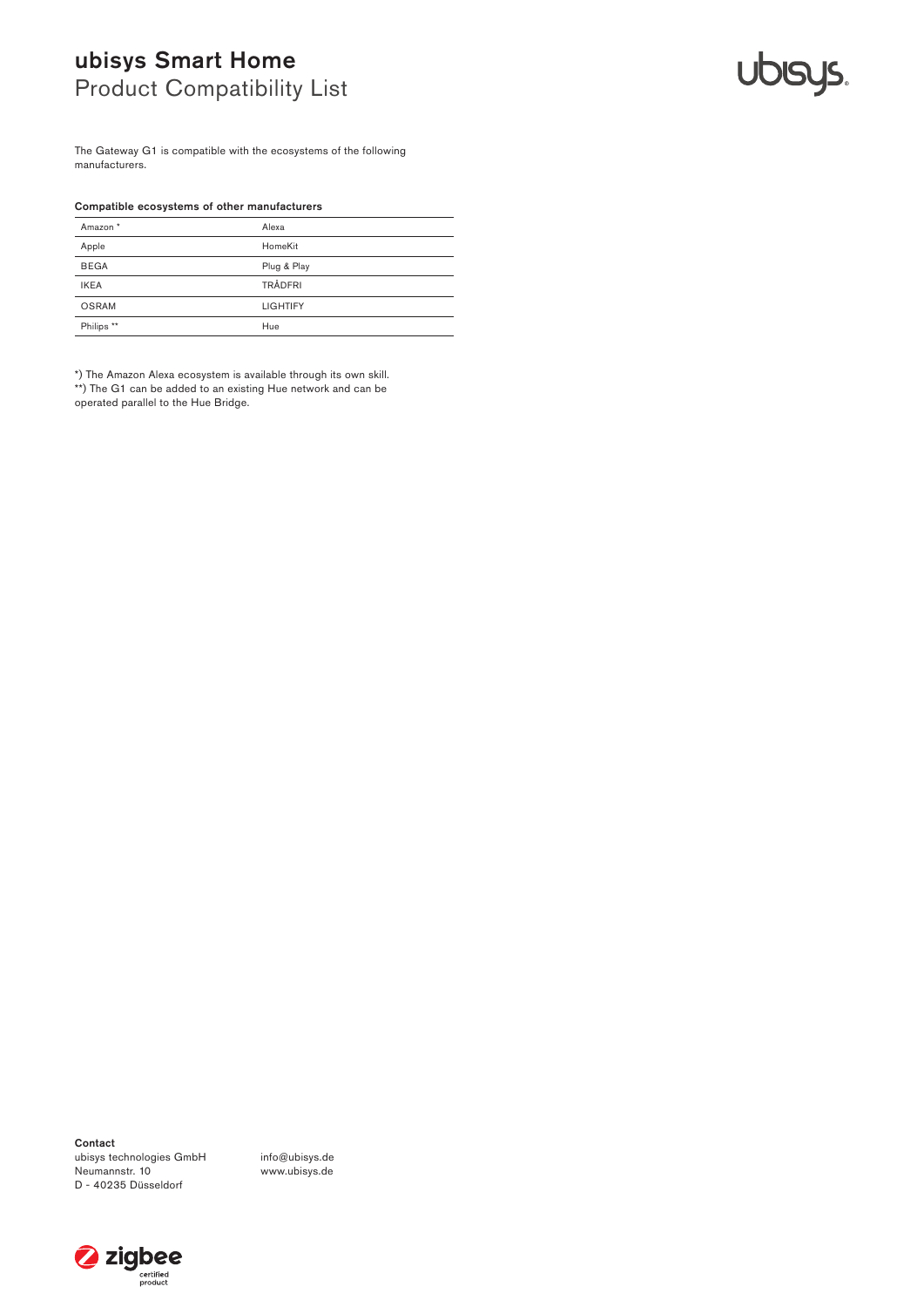# ubisys Smart Home
## Product Compatibility List

The Gateway G1 is compatible with the ecosystems of the following manufacturers.

**Compatible ecosystems of other manufacturers**

| | |
|---|---|
| Amazon * | Alexa |
| Apple | HomeKit |
| BEGA | Plug & Play |
| IKEA | TRÅDFRI |
| OSRAM | LIGHTIFY |
| Philips ** | Hue |

*) The Amazon Alexa ecosystem is available through its own skill.
**) The G1 can be added to an existing Hue network and can be operated parallel to the Hue Bridge.

**Contact**
ubisys technologies GmbH
Neumannstr. 10
D - 40235 Düsseldorf

info@ubisys.de
www.ubisys.de

zigbee certified product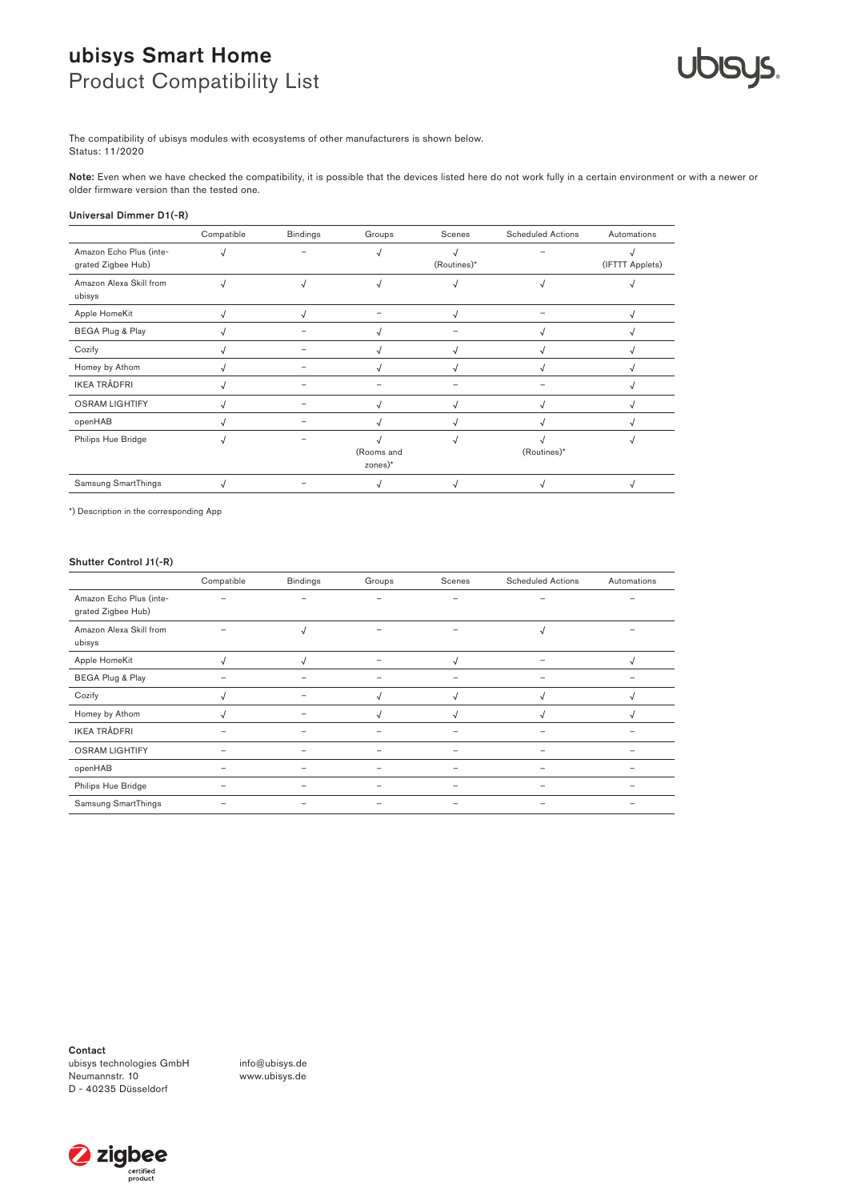# ubisys Smart Home
## Product Compatibility List

The compatibility of ubisys modules with ecosystems of other manufacturers is shown below.
Status: 11/2020

**Note:** Even when we have checked the compatibility, it is possible that the devices listed here do not work fully in a certain environment or with a newer or older firmware version than the tested one.

### Universal Dimmer D1(-R)

| | Compatible | Bindings | Groups | Scenes | Scheduled Actions | Automations |
|---|---|---|---|---|---|---|
| Amazon Echo Plus (integrated Zigbee Hub) | √ | – | √ | √ (Routines)* | – | √ (IFTTT Applets) |
| Amazon Alexa Skill from ubisys | √ | √ | √ | √ | √ | √ |
| Apple HomeKit | √ | √ | – | √ | – | √ |
| BEGA Plug & Play | √ | – | √ | – | √ | √ |
| Cozify | √ | – | √ | √ | √ | √ |
| Homey by Athom | √ | – | √ | √ | √ | √ |
| IKEA TRÅDFRI | √ | – | – | – | – | √ |
| OSRAM LIGHTIFY | √ | – | √ | √ | √ | √ |
| openHAB | √ | – | √ | √ | √ | √ |
| Philips Hue Bridge | √ | – | √ (Rooms and zones)* | √ | √ (Routines)* | √ |
| Samsung SmartThings | √ | – | √ | √ | √ | √ |

*) Description in the corresponding App

### Shutter Control J1(-R)

| | Compatible | Bindings | Groups | Scenes | Scheduled Actions | Automations |
|---|---|---|---|---|---|---|
| Amazon Echo Plus (integrated Zigbee Hub) | – | – | – | – | – | – |
| Amazon Alexa Skill from ubisys | – | √ | – | – | √ | – |
| Apple HomeKit | √ | √ | – | √ | – | √ |
| BEGA Plug & Play | – | – | – | – | – | – |
| Cozify | √ | – | √ | √ | √ | √ |
| Homey by Athom | √ | – | √ | √ | √ | √ |
| IKEA TRÅDFRI | – | – | – | – | – | – |
| OSRAM LIGHTIFY | – | – | – | – | – | – |
| openHAB | – | – | – | – | – | – |
| Philips Hue Bridge | – | – | – | – | – | – |
| Samsung SmartThings | – | – | – | – | – | – |

**Contact**
ubisys technologies GmbH
Neumannstr. 10
D - 40235 Düsseldorf

info@ubisys.de
www.ubisys.de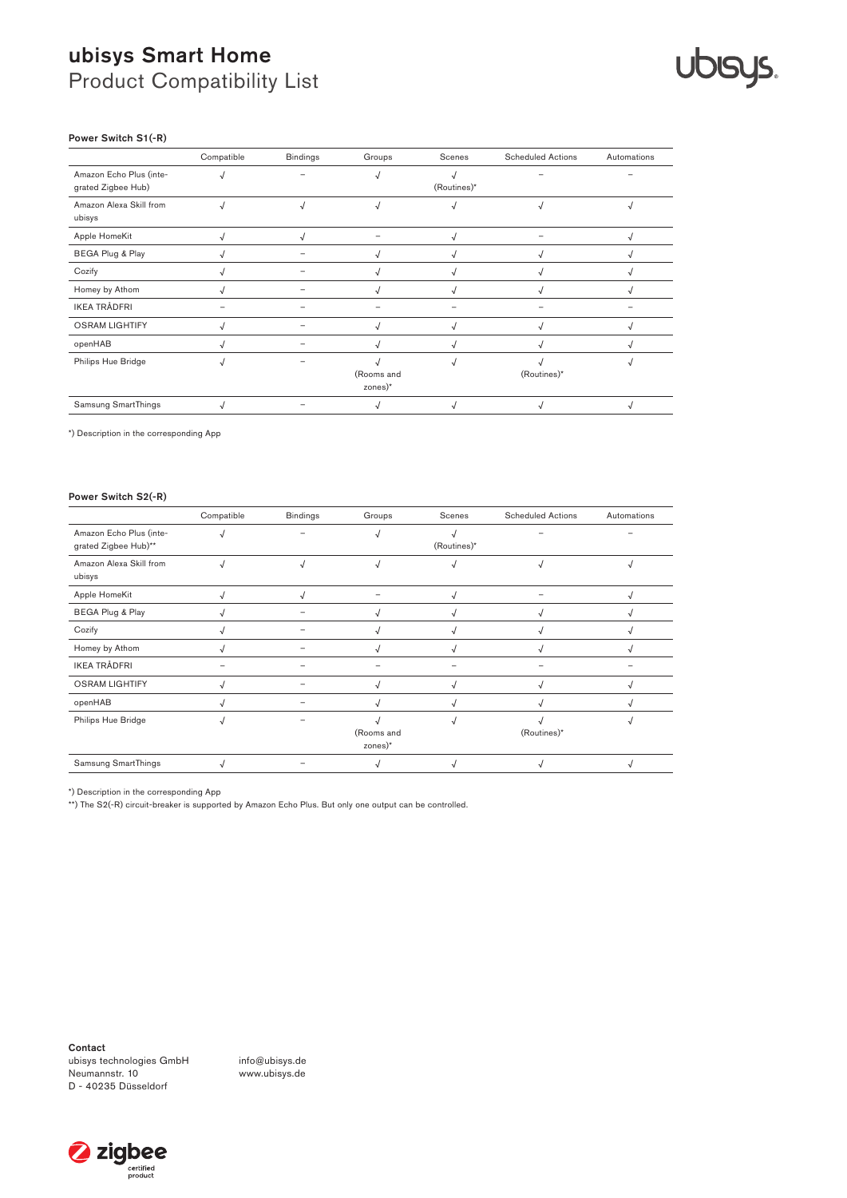# ubisys Smart Home
Product Compatibility List

### Power Switch S1(-R)

| | Compatible | Bindings | Groups | Scenes | Scheduled Actions | Automations |
|---|---|---|---|---|---|---|
| Amazon Echo Plus (integrated Zigbee Hub) | √ | – | √ | √ (Routines)* | – | – |
| Amazon Alexa Skill from ubisys | √ | √ | √ | √ | √ | √ |
| Apple HomeKit | √ | √ | – | √ | – | √ |
| BEGA Plug & Play | √ | – | √ | √ | √ | √ |
| Cozify | √ | – | √ | √ | √ | √ |
| Homey by Athom | √ | – | √ | √ | √ | √ |
| IKEA TRÅDFRI | – | – | – | – | – | – |
| OSRAM LIGHTIFY | √ | – | √ | √ | √ | √ |
| openHAB | √ | – | √ | √ | √ | √ |
| Philips Hue Bridge | √ | – | √ (Rooms and zones)* | √ | √ (Routines)* | √ |
| Samsung SmartThings | √ | – | √ | √ | √ | √ |

*) Description in the corresponding App

### Power Switch S2(-R)

| | Compatible | Bindings | Groups | Scenes | Scheduled Actions | Automations |
|---|---|---|---|---|---|---|
| Amazon Echo Plus (integrated Zigbee Hub)** | √ | – | √ | √ (Routines)* | – | – |
| Amazon Alexa Skill from ubisys | √ | √ | √ | √ | √ | √ |
| Apple HomeKit | √ | √ | – | √ | – | √ |
| BEGA Plug & Play | √ | – | √ | √ | √ | √ |
| Cozify | √ | – | √ | √ | √ | √ |
| Homey by Athom | √ | – | √ | √ | √ | √ |
| IKEA TRÅDFRI | – | – | – | – | – | – |
| OSRAM LIGHTIFY | √ | – | √ | √ | √ | √ |
| openHAB | √ | – | √ | √ | √ | √ |
| Philips Hue Bridge | √ | – | √ (Rooms and zones)* | √ | √ (Routines)* | √ |
| Samsung SmartThings | √ | – | √ | √ | √ | √ |

*) Description in the corresponding App

**) The S2(-R) circuit-breaker is supported by Amazon Echo Plus. But only one output can be controlled.

**Contact**

ubisys technologies GmbH
Neumannstr. 10
D - 40235 Düsseldorf

info@ubisys.de
www.ubisys.de

zigbee certified product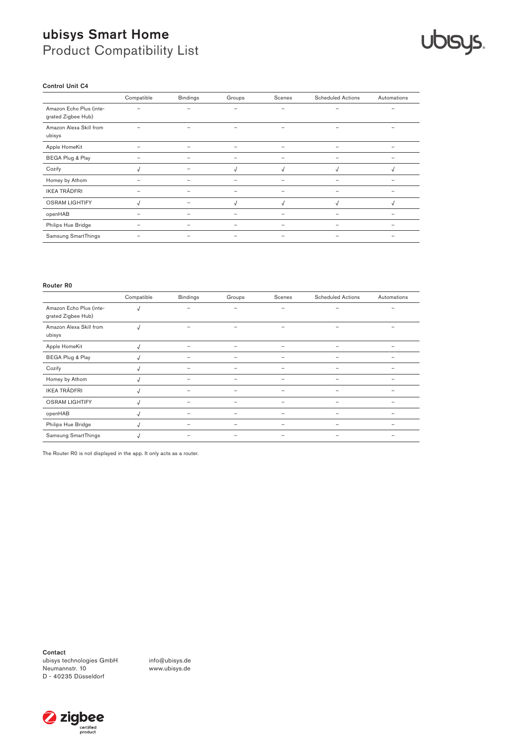# ubisys Smart Home

Product Compatibility List

**Control Unit C4**

| | Compatible | Bindings | Groups | Scenes | Scheduled Actions | Automations |
|---|---|---|---|---|---|---|
| Amazon Echo Plus (integrated Zigbee Hub) | – | – | – | – | – | – |
| Amazon Alexa Skill from ubisys | – | – | – | – | – | – |
| Apple HomeKit | – | – | – | – | – | – |
| BEGA Plug & Play | – | – | – | – | – | – |
| Cozify | √ | – | √ | √ | √ | √ |
| Homey by Athom | – | – | – | – | – | – |
| IKEA TRÅDFRI | – | – | – | – | – | – |
| OSRAM LIGHTIFY | √ | – | √ | √ | √ | √ |
| openHAB | – | – | – | – | – | – |
| Philips Hue Bridge | – | – | – | – | – | – |
| Samsung SmartThings | – | – | – | – | – | – |

**Router R0**

| | Compatible | Bindings | Groups | Scenes | Scheduled Actions | Automations |
|---|---|---|---|---|---|---|
| Amazon Echo Plus (integrated Zigbee Hub) | √ | – | – | – | – | – |
| Amazon Alexa Skill from ubisys | √ | – | – | – | – | – |
| Apple HomeKit | √ | – | – | – | – | – |
| BEGA Plug & Play | √ | – | – | – | – | – |
| Cozify | √ | – | – | – | – | – |
| Homey by Athom | √ | – | – | – | – | – |
| IKEA TRÅDFRI | √ | – | – | – | – | – |
| OSRAM LIGHTIFY | √ | – | – | – | – | – |
| openHAB | √ | – | – | – | – | – |
| Philips Hue Bridge | √ | – | – | – | – | – |
| Samsung SmartThings | √ | – | – | – | – | – |

The Router R0 is not displayed in the app. It only acts as a router.

**Contact**

ubisys technologies GmbH
Neumannstr. 10
D - 40235 Düsseldorf

info@ubisys.de
www.ubisys.de

zigbee certified product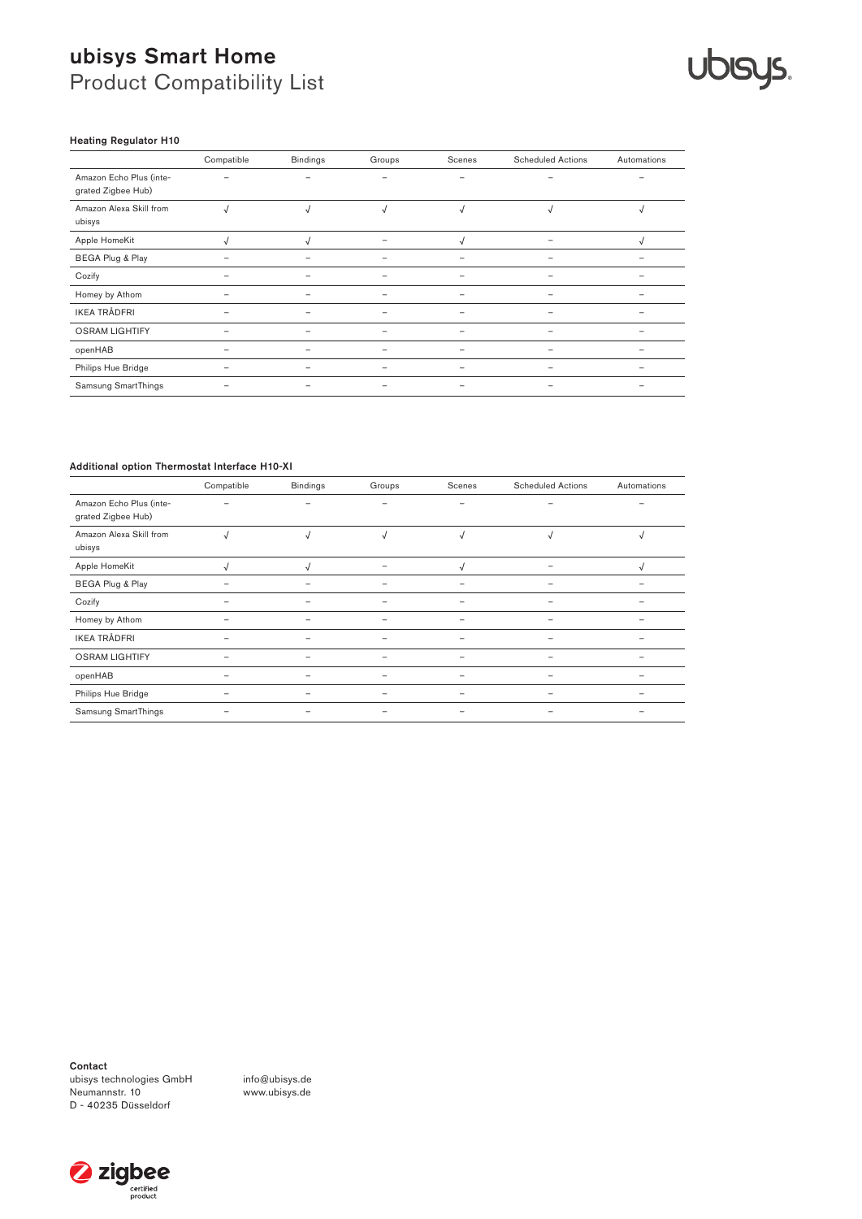# ubisys Smart Home
## Product Compatibility List

### Heating Regulator H10

| | Compatible | Bindings | Groups | Scenes | Scheduled Actions | Automations |
|---|---|---|---|---|---|---|
| Amazon Echo Plus (integrated Zigbee Hub) | – | – | – | – | – | – |
| Amazon Alexa Skill from ubisys | √ | √ | √ | √ | √ | √ |
| Apple HomeKit | √ | √ | – | √ | – | √ |
| BEGA Plug & Play | – | – | – | – | – | – |
| Cozify | – | – | – | – | – | – |
| Homey by Athom | – | – | – | – | – | – |
| IKEA TRÅDFRI | – | – | – | – | – | – |
| OSRAM LIGHTIFY | – | – | – | – | – | – |
| openHAB | – | – | – | – | – | – |
| Philips Hue Bridge | – | – | – | – | – | – |
| Samsung SmartThings | – | – | – | – | – | – |

### Additional option Thermostat Interface H10-XI

| | Compatible | Bindings | Groups | Scenes | Scheduled Actions | Automations |
|---|---|---|---|---|---|---|
| Amazon Echo Plus (integrated Zigbee Hub) | – | – | – | – | – | – |
| Amazon Alexa Skill from ubisys | √ | √ | √ | √ | √ | √ |
| Apple HomeKit | √ | √ | – | √ | – | √ |
| BEGA Plug & Play | – | – | – | – | – | – |
| Cozify | – | – | – | – | – | – |
| Homey by Athom | – | – | – | – | – | – |
| IKEA TRÅDFRI | – | – | – | – | – | – |
| OSRAM LIGHTIFY | – | – | – | – | – | – |
| openHAB | – | – | – | – | – | – |
| Philips Hue Bridge | – | – | – | – | – | – |
| Samsung SmartThings | – | – | – | – | – | – |

**Contact**
ubisys technologies GmbH
Neumannstr. 10
D - 40235 Düsseldorf

info@ubisys.de
www.ubisys.de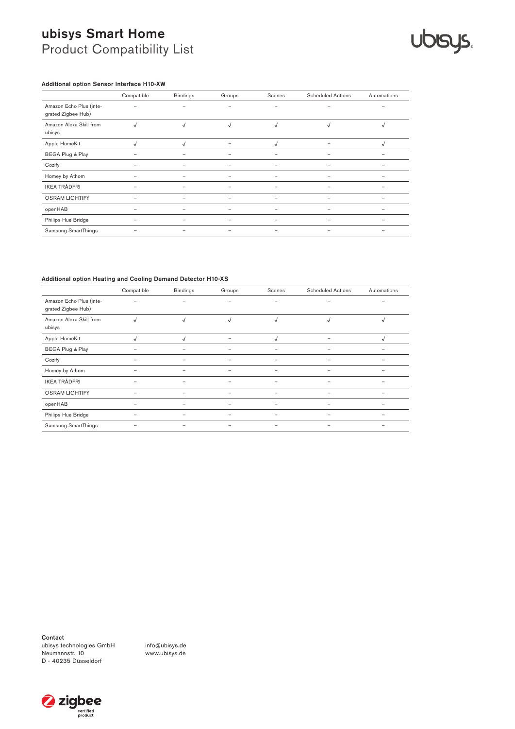# ubisys Smart Home
Product Compatibility List

### Additional option Sensor Interface H10-XW

| | Compatible | Bindings | Groups | Scenes | Scheduled Actions | Automations |
|---|---|---|---|---|---|---|
| Amazon Echo Plus (integrated Zigbee Hub) | – | – | – | – | – | – |
| Amazon Alexa Skill from ubisys | √ | √ | √ | √ | √ | √ |
| Apple HomeKit | √ | √ | – | √ | – | √ |
| BEGA Plug & Play | – | – | – | – | – | – |
| Cozify | – | – | – | – | – | – |
| Homey by Athom | – | – | – | – | – | – |
| IKEA TRÅDFRI | – | – | – | – | – | – |
| OSRAM LIGHTIFY | – | – | – | – | – | – |
| openHAB | – | – | – | – | – | – |
| Philips Hue Bridge | – | – | – | – | – | – |
| Samsung SmartThings | – | – | – | – | – | – |

### Additional option Heating and Cooling Demand Detector H10-XS

| | Compatible | Bindings | Groups | Scenes | Scheduled Actions | Automations |
|---|---|---|---|---|---|---|
| Amazon Echo Plus (integrated Zigbee Hub) | – | – | – | – | – | – |
| Amazon Alexa Skill from ubisys | √ | √ | √ | √ | √ | √ |
| Apple HomeKit | √ | √ | – | √ | – | √ |
| BEGA Plug & Play | – | – | – | – | – | – |
| Cozify | – | – | – | – | – | – |
| Homey by Athom | – | – | – | – | – | – |
| IKEA TRÅDFRI | – | – | – | – | – | – |
| OSRAM LIGHTIFY | – | – | – | – | – | – |
| openHAB | – | – | – | – | – | – |
| Philips Hue Bridge | – | – | – | – | – | – |
| Samsung SmartThings | – | – | – | – | – | – |

**Contact**
ubisys technologies GmbH
Neumannstr. 10
D - 40235 Düsseldorf

info@ubisys.de
www.ubisys.de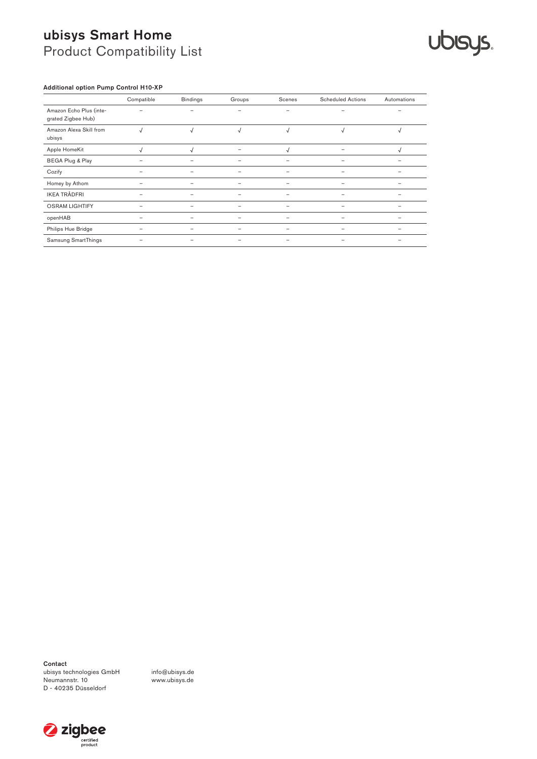# ubisys Smart Home
Product Compatibility List

**Additional option Pump Control H10-XP**

| | Compatible | Bindings | Groups | Scenes | Scheduled Actions | Automations |
|---|---|---|---|---|---|---|
| Amazon Echo Plus (integrated Zigbee Hub) | – | – | – | – | – | – |
| Amazon Alexa Skill from ubisys | √ | √ | √ | √ | √ | √ |
| Apple HomeKit | √ | √ | – | √ | – | √ |
| BEGA Plug & Play | – | – | – | – | – | – |
| Cozify | – | – | – | – | – | – |
| Homey by Athom | – | – | – | – | – | – |
| IKEA TRÅDFRI | – | – | – | – | – | – |
| OSRAM LIGHTIFY | – | – | – | – | – | – |
| openHAB | – | – | – | – | – | – |
| Philips Hue Bridge | – | – | – | – | – | – |
| Samsung SmartThings | – | – | – | – | – | – |

**Contact**
ubisys technologies GmbH
Neumannstr. 10
D - 40235 Düsseldorf

info@ubisys.de
www.ubisys.de